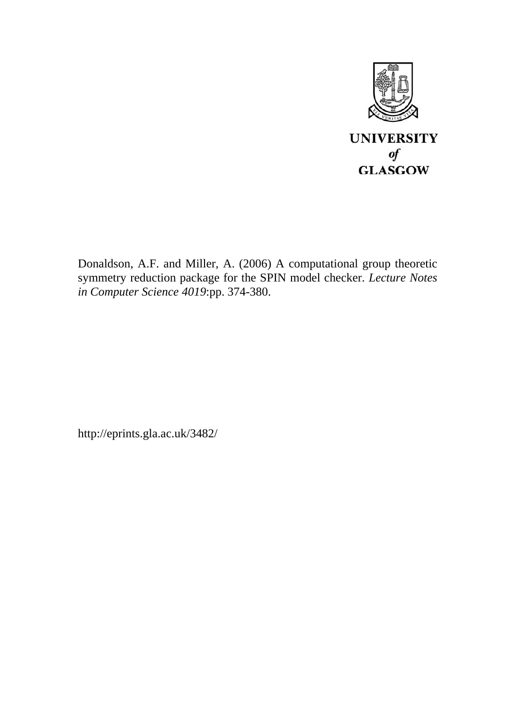UNIVERSITY
*of*
GLASGOW

Donaldson, A.F. and Miller, A. (2006) A computational group theoretic symmetry reduction package for the SPIN model checker. *Lecture Notes in Computer Science 4019*:pp. 374-380.

http://eprints.gla.ac.uk/3482/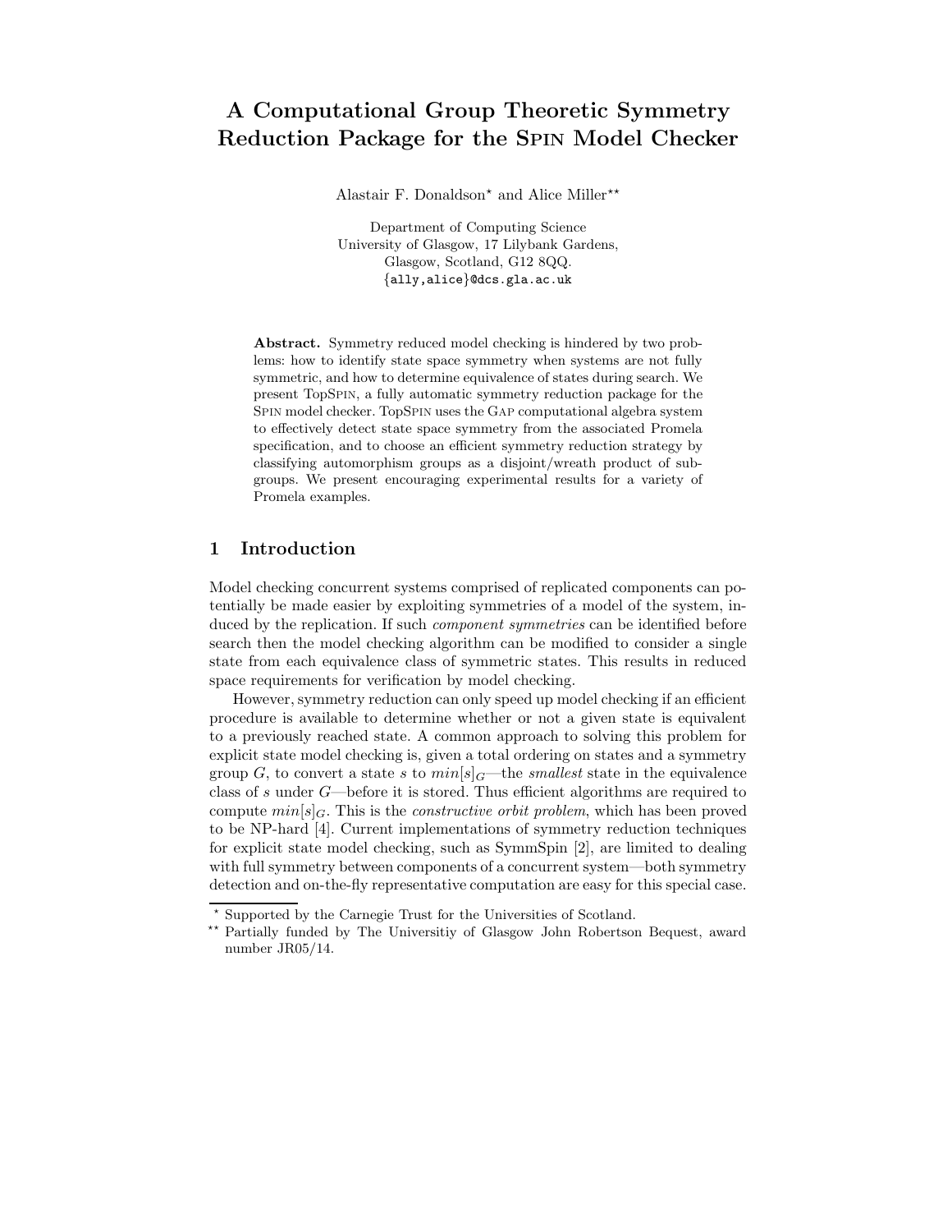# A Computational Group Theoretic Symmetry Reduction Package for the Spin Model Checker

Alastair F. Donaldson* and Alice Miller**

Department of Computing Science  
University of Glasgow, 17 Lilybank Gardens,  
Glasgow, Scotland, G12 8QQ.  
{ally,alice}@dcs.gla.ac.uk

**Abstract.** Symmetry reduced model checking is hindered by two problems: how to identify state space symmetry when systems are not fully symmetric, and how to determine equivalence of states during search. We present TopSpin, a fully automatic symmetry reduction package for the Spin model checker. TopSpin uses the Gap computational algebra system to effectively detect state space symmetry from the associated Promela specification, and to choose an efficient symmetry reduction strategy by classifying automorphism groups as a disjoint/wreath product of subgroups. We present encouraging experimental results for a variety of Promela examples.

## 1 Introduction

Model checking concurrent systems comprised of replicated components can potentially be made easier by exploiting symmetries of a model of the system, induced by the replication. If such *component symmetries* can be identified before search then the model checking algorithm can be modified to consider a single state from each equivalence class of symmetric states. This results in reduced space requirements for verification by model checking.

However, symmetry reduction can only speed up model checking if an efficient procedure is available to determine whether or not a given state is equivalent to a previously reached state. A common approach to solving this problem for explicit state model checking is, given a total ordering on states and a symmetry group $G$, to convert a state $s$ to $min[s]_G$—the *smallest* state in the equivalence class of $s$ under $G$—before it is stored. Thus efficient algorithms are required to compute $min[s]_G$. This is the *constructive orbit problem*, which has been proved to be NP-hard [4]. Current implementations of symmetry reduction techniques for explicit state model checking, such as SymmSpin [2], are limited to dealing with full symmetry between components of a concurrent system—both symmetry detection and on-the-fly representative computation are easy for this special case.

---

* Supported by the Carnegie Trust for the Universities of Scotland.

** Partially funded by The Universitiy of Glasgow John Robertson Bequest, award number JR05/14.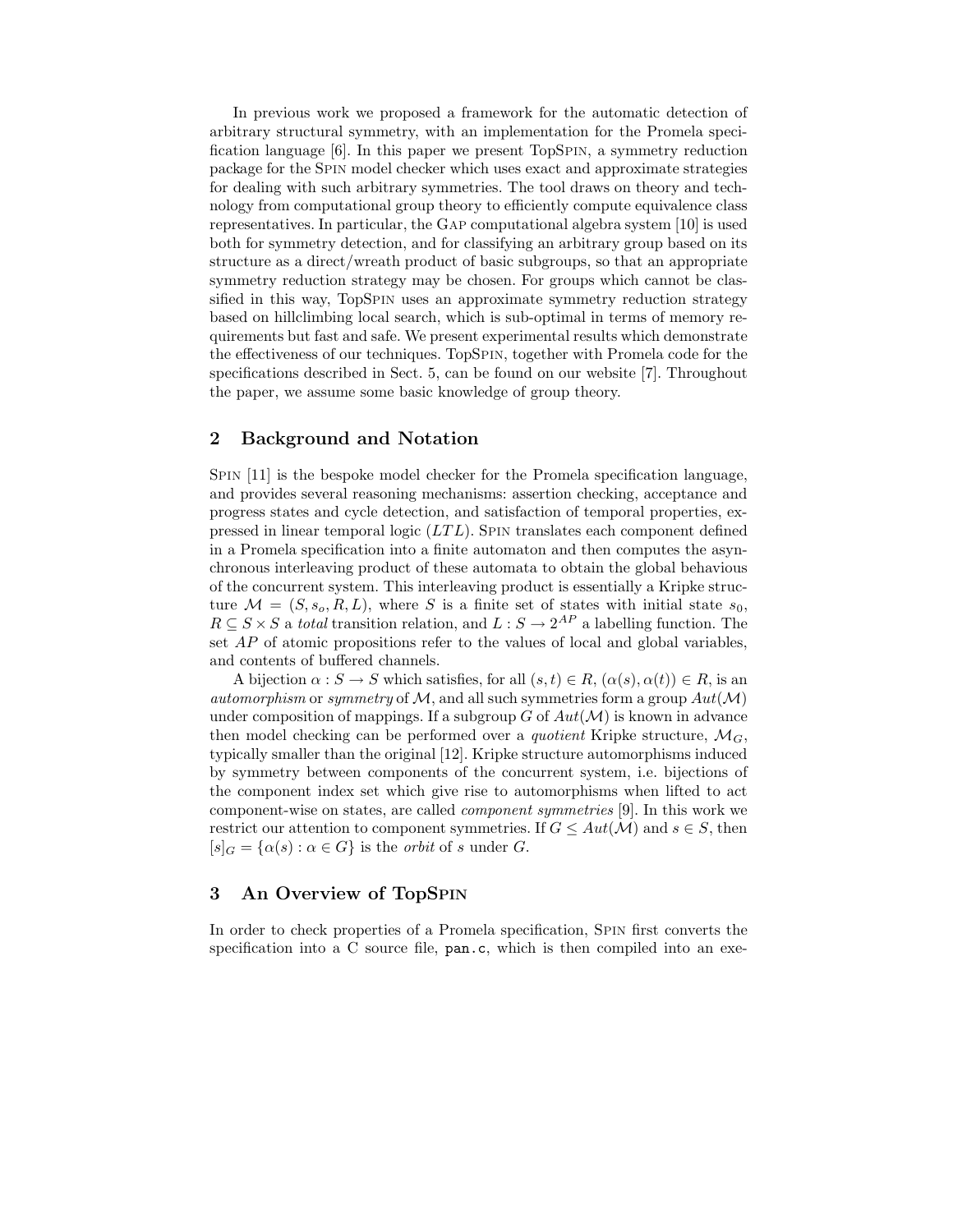In previous work we proposed a framework for the automatic detection of arbitrary structural symmetry, with an implementation for the Promela specification language [6]. In this paper we present TopSpin, a symmetry reduction package for the Spin model checker which uses exact and approximate strategies for dealing with such arbitrary symmetries. The tool draws on theory and technology from computational group theory to efficiently compute equivalence class representatives. In particular, the Gap computational algebra system [10] is used both for symmetry detection, and for classifying an arbitrary group based on its structure as a direct/wreath product of basic subgroups, so that an appropriate symmetry reduction strategy may be chosen. For groups which cannot be classified in this way, TopSpin uses an approximate symmetry reduction strategy based on hillclimbing local search, which is sub-optimal in terms of memory requirements but fast and safe. We present experimental results which demonstrate the effectiveness of our techniques. TopSpin, together with Promela code for the specifications described in Sect. 5, can be found on our website [7]. Throughout the paper, we assume some basic knowledge of group theory.

## 2 Background and Notation

Spin [11] is the bespoke model checker for the Promela specification language, and provides several reasoning mechanisms: assertion checking, acceptance and progress states and cycle detection, and satisfaction of temporal properties, expressed in linear temporal logic ($LTL$). Spin translates each component defined in a Promela specification into a finite automaton and then computes the asynchronous interleaving product of these automata to obtain the global behavious of the concurrent system. This interleaving product is essentially a Kripke structure $\mathcal{M} = (S, s_o, R, L)$, where $S$ is a finite set of states with initial state $s_0$, $R \subseteq S \times S$ a *total* transition relation, and $L : S \to 2^{AP}$ a labelling function. The set $AP$ of atomic propositions refer to the values of local and global variables, and contents of buffered channels.

A bijection $\alpha : S \to S$ which satisfies, for all $(s,t) \in R$, $(\alpha(s), \alpha(t)) \in R$, is an *automorphism* or *symmetry* of $\mathcal{M}$, and all such symmetries form a group $Aut(\mathcal{M})$ under composition of mappings. If a subgroup $G$ of $Aut(\mathcal{M})$ is known in advance then model checking can be performed over a *quotient* Kripke structure, $\mathcal{M}_G$, typically smaller than the original [12]. Kripke structure automorphisms induced by symmetry between components of the concurrent system, i.e. bijections of the component index set which give rise to automorphisms when lifted to act component-wise on states, are called *component symmetries* [9]. In this work we restrict our attention to component symmetries. If $G \leq Aut(\mathcal{M})$ and $s \in S$, then $[s]_G = \{\alpha(s) : \alpha \in G\}$ is the *orbit* of $s$ under $G$.

## 3 An Overview of TopSpin

In order to check properties of a Promela specification, Spin first converts the specification into a C source file, `pan.c`, which is then compiled into an exe-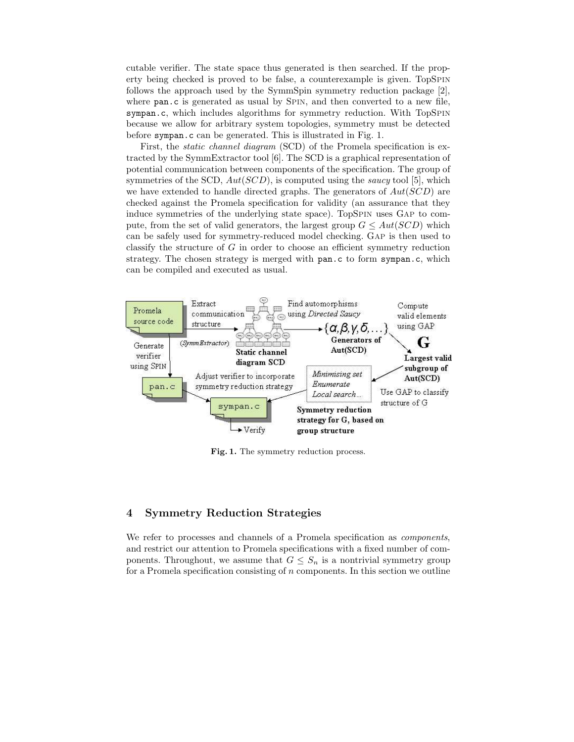cutable verifier. The state space thus generated is then searched. If the property being checked is proved to be false, a counterexample is given. TopSpin follows the approach used by the SymmSpin symmetry reduction package [2], where `pan.c` is generated as usual by Spin, and then converted to a new file, `sympan.c`, which includes algorithms for symmetry reduction. With TopSpin because we allow for arbitrary system topologies, symmetry must be detected before `sympan.c` can be generated. This is illustrated in Fig. 1.

First, the *static channel diagram* (SCD) of the Promela specification is extracted by the SymmExtractor tool [6]. The SCD is a graphical representation of potential communication between components of the specification. The group of symmetries of the SCD, $Aut(SCD)$, is computed using the *saucy* tool [5], which we have extended to handle directed graphs. The generators of $Aut(SCD)$ are checked against the Promela specification for validity (an assurance that they induce symmetries of the underlying state space). TopSpin uses Gap to compute, from the set of valid generators, the largest group $G \leq Aut(SCD)$ which can be safely used for symmetry-reduced model checking. Gap is then used to classify the structure of $G$ in order to choose an efficient symmetry reduction strategy. The chosen strategy is merged with `pan.c` to form `sympan.c`, which can be compiled and executed as usual.

**Fig. 1.** The symmetry reduction process.

## 4 Symmetry Reduction Strategies

We refer to processes and channels of a Promela specification as *components*, and restrict our attention to Promela specifications with a fixed number of components. Throughout, we assume that $G \leq S_n$ is a nontrivial symmetry group for a Promela specification consisting of $n$ components. In this section we outline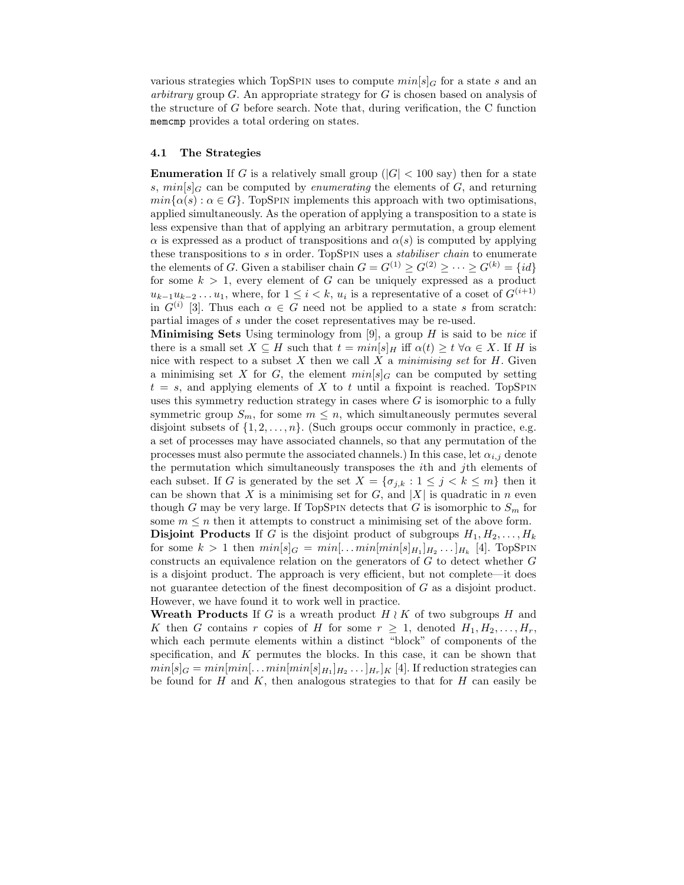various strategies which TopSpin uses to compute $min[s]_G$ for a state $s$ and an *arbitrary* group $G$. An appropriate strategy for $G$ is chosen based on analysis of the structure of $G$ before search. Note that, during verification, the C function `memcmp` provides a total ordering on states.

### 4.1 The Strategies

**Enumeration** If $G$ is a relatively small group ($|G| < 100$ say) then for a state $s$, $min[s]_G$ can be computed by *enumerating* the elements of $G$, and returning $min\{\alpha(s) : \alpha \in G\}$. TopSpin implements this approach with two optimisations, applied simultaneously. As the operation of applying a transposition to a state is less expensive than that of applying an arbitrary permutation, a group element $\alpha$ is expressed as a product of transpositions and $\alpha(s)$ is computed by applying these transpositions to $s$ in order. TopSpin uses a *stabiliser chain* to enumerate the elements of $G$. Given a stabiliser chain $G = G^{(1)} \geq G^{(2)} \geq \cdots \geq G^{(k)} = \{id\}$ for some $k > 1$, every element of $G$ can be uniquely expressed as a product $u_{k-1}u_{k-2}\ldots u_1$, where, for $1 \leq i < k$, $u_i$ is a representative of a coset of $G^{(i+1)}$ in $G^{(i)}$ [3]. Thus each $\alpha \in G$ need not be applied to a state $s$ from scratch: partial images of $s$ under the coset representatives may be re-used.

**Minimising Sets** Using terminology from [9], a group $H$ is said to be *nice* if there is a small set $X \subseteq H$ such that $t = min[s]_H$ iff $\alpha(t) \geq t \ \forall \alpha \in X$. If $H$ is nice with respect to a subset $X$ then we call $X$ a *minimising set* for $H$. Given a minimising set $X$ for $G$, the element $min[s]_G$ can be computed by setting $t = s$, and applying elements of $X$ to $t$ until a fixpoint is reached. TopSpin uses this symmetry reduction strategy in cases where $G$ is isomorphic to a fully symmetric group $S_m$, for some $m \leq n$, which simultaneously permutes several disjoint subsets of $\{1, 2, \ldots, n\}$. (Such groups occur commonly in practice, e.g. a set of processes may have associated channels, so that any permutation of the processes must also permute the associated channels.) In this case, let $\alpha_{i,j}$ denote the permutation which simultaneously transposes the $i$th and $j$th elements of each subset. If $G$ is generated by the set $X = \{\sigma_{j,k} : 1 \leq j < k \leq m\}$ then it can be shown that $X$ is a minimising set for $G$, and $|X|$ is quadratic in $n$ even though $G$ may be very large. If TopSpin detects that $G$ is isomorphic to $S_m$ for some $m \leq n$ then it attempts to construct a minimising set of the above form.

**Disjoint Products** If $G$ is the disjoint product of subgroups $H_1, H_2, \ldots, H_k$ for some $k > 1$ then $min[s]_G = min[\ldots min[min[s]_{H_1}]_{H_2} \ldots]_{H_k}$ [4]. TopSpin constructs an equivalence relation on the generators of $G$ to detect whether $G$ is a disjoint product. The approach is very efficient, but not complete—it does not guarantee detection of the finest decomposition of $G$ as a disjoint product. However, we have found it to work well in practice.

**Wreath Products** If $G$ is a wreath product $H \wr K$ of two subgroups $H$ and $K$ then $G$ contains $r$ copies of $H$ for some $r \geq 1$, denoted $H_1, H_2, \ldots, H_r$, which each permute elements within a distinct "block" of components of the specification, and $K$ permutes the blocks. In this case, it can be shown that $min[s]_G = min[min[\ldots min[min[s]_{H_1}]_{H_2} \ldots]_{H_r}]_K$ [4]. If reduction strategies can be found for $H$ and $K$, then analogous strategies to that for $H$ can easily be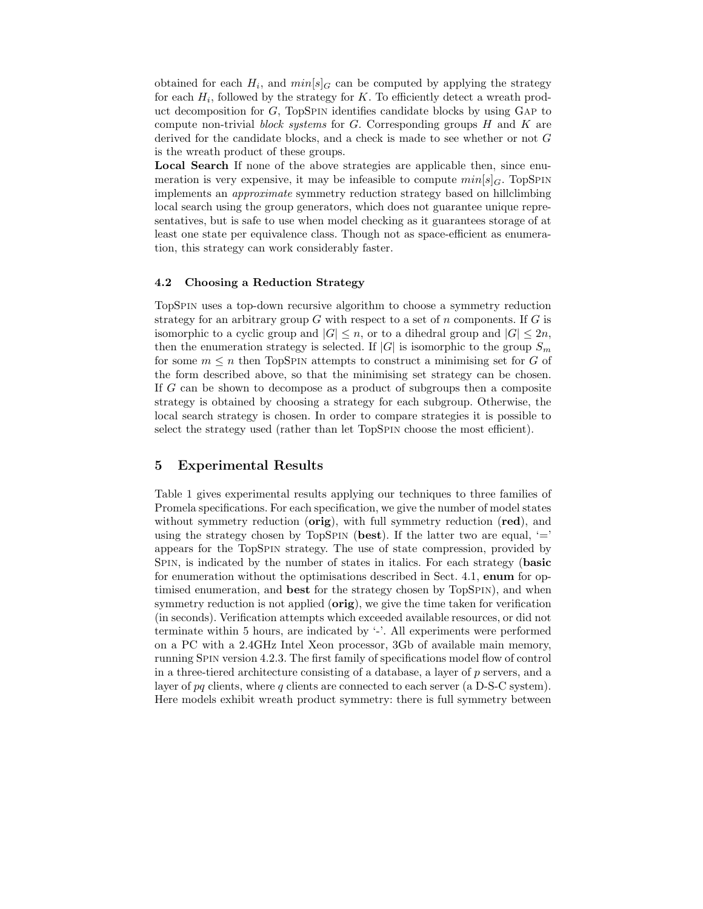obtained for each $H_i$, and $min[s]_G$ can be computed by applying the strategy for each $H_i$, followed by the strategy for $K$. To efficiently detect a wreath product decomposition for $G$, TopSpin identifies candidate blocks by using Gap to compute non-trivial *block systems* for $G$. Corresponding groups $H$ and $K$ are derived for the candidate blocks, and a check is made to see whether or not $G$ is the wreath product of these groups.

**Local Search** If none of the above strategies are applicable then, since enumeration is very expensive, it may be infeasible to compute $min[s]_G$. TopSpin implements an *approximate* symmetry reduction strategy based on hillclimbing local search using the group generators, which does not guarantee unique representatives, but is safe to use when model checking as it guarantees storage of at least one state per equivalence class. Though not as space-efficient as enumeration, this strategy can work considerably faster.

### 4.2 Choosing a Reduction Strategy

TopSpin uses a top-down recursive algorithm to choose a symmetry reduction strategy for an arbitrary group $G$ with respect to a set of $n$ components. If $G$ is isomorphic to a cyclic group and $|G| \leq n$, or to a dihedral group and $|G| \leq 2n$, then the enumeration strategy is selected. If $|G|$ is isomorphic to the group $S_m$ for some $m \leq n$ then TopSpin attempts to construct a minimising set for $G$ of the form described above, so that the minimising set strategy can be chosen. If $G$ can be shown to decompose as a product of subgroups then a composite strategy is obtained by choosing a strategy for each subgroup. Otherwise, the local search strategy is chosen. In order to compare strategies it is possible to select the strategy used (rather than let TopSpin choose the most efficient).

## 5 Experimental Results

Table 1 gives experimental results applying our techniques to three families of Promela specifications. For each specification, we give the number of model states without symmetry reduction (**orig**), with full symmetry reduction (**red**), and using the strategy chosen by TopSpin (**best**). If the latter two are equal, '=' appears for the TopSpin strategy. The use of state compression, provided by Spin, is indicated by the number of states in italics. For each strategy (**basic** for enumeration without the optimisations described in Sect. 4.1, **enum** for optimised enumeration, and **best** for the strategy chosen by TopSpin), and when symmetry reduction is not applied (**orig**), we give the time taken for verification (in seconds). Verification attempts which exceeded available resources, or did not terminate within 5 hours, are indicated by '-'. All experiments were performed on a PC with a 2.4GHz Intel Xeon processor, 3Gb of available main memory, running Spin version 4.2.3. The first family of specifications model flow of control in a three-tiered architecture consisting of a database, a layer of $p$ servers, and a layer of $pq$ clients, where $q$ clients are connected to each server (a D-S-C system). Here models exhibit wreath product symmetry: there is full symmetry between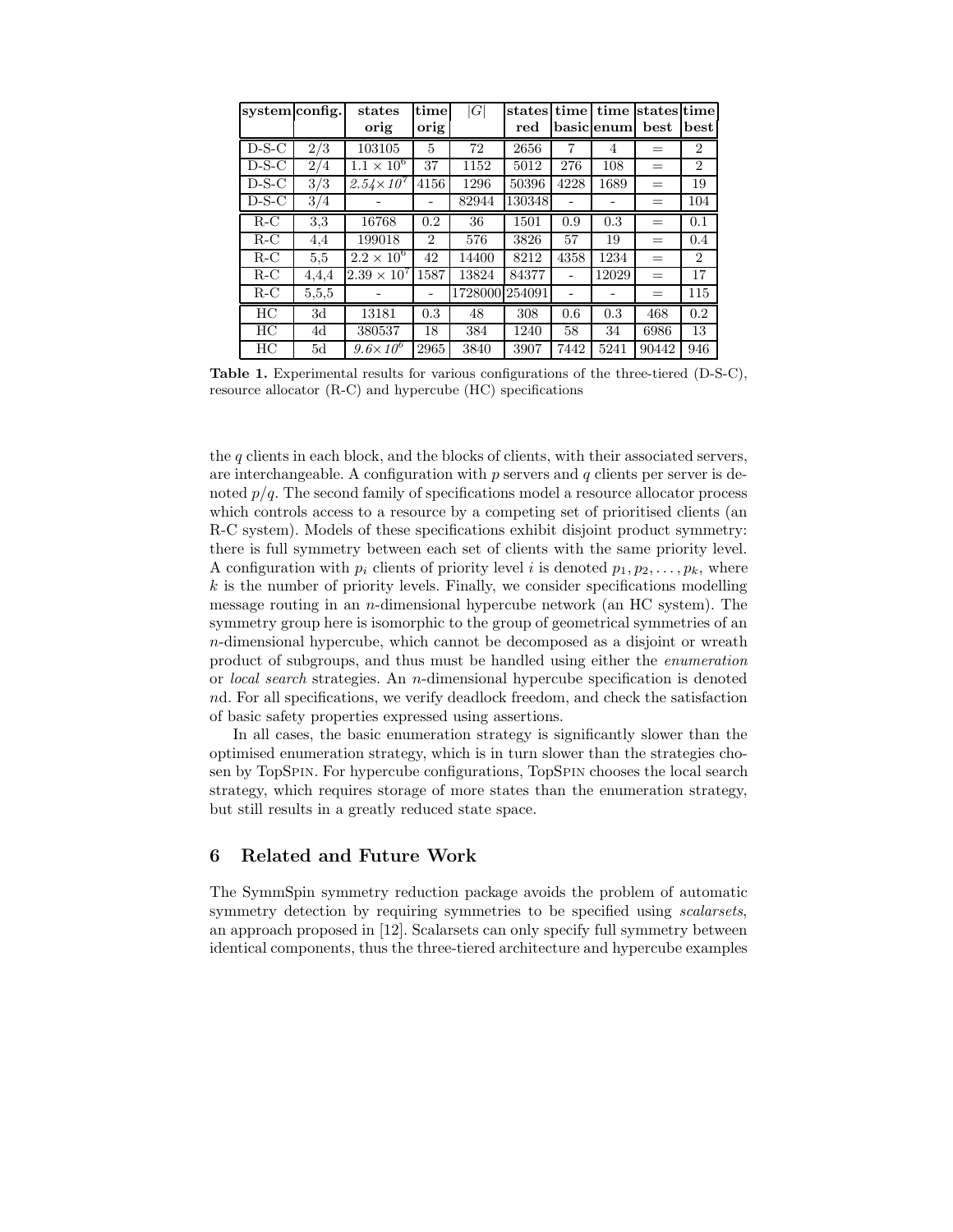| system | config. | states orig | time orig | $\|G\|$ | states red | time basic | time enum | states best | time best |
|---|---|---|---|---|---|---|---|---|---|
| D-S-C | 2/3 | 103105 | 5 | 72 | 2656 | 7 | 4 | = | 2 |
| D-S-C | 2/4 | $1.1 \times 10^6$ | 37 | 1152 | 5012 | 276 | 108 | = | 2 |
| D-S-C | 3/3 | $2.54 \times 10^7$ | 4156 | 1296 | 50396 | 4228 | 1689 | = | 19 |
| D-S-C | 3/4 | - | - | 82944 | 130348 | - | - | = | 104 |
| R-C | 3,3 | 16768 | 0.2 | 36 | 1501 | 0.9 | 0.3 | = | 0.1 |
| R-C | 4,4 | 199018 | 2 | 576 | 3826 | 57 | 19 | = | 0.4 |
| R-C | 5,5 | $2.2 \times 10^6$ | 42 | 14400 | 8212 | 4358 | 1234 | = | 2 |
| R-C | 4,4,4 | $2.39 \times 10^7$ | 1587 | 13824 | 84377 | - | 12029 | = | 17 |
| R-C | 5,5,5 | - | - | 1728000 | 254091 | - | - | = | 115 |
| HC | 3d | 13181 | 0.3 | 48 | 308 | 0.6 | 0.3 | 468 | 0.2 |
| HC | 4d | 380537 | 18 | 384 | 1240 | 58 | 34 | 6986 | 13 |
| HC | 5d | $9.6 \times 10^6$ | 2965 | 3840 | 3907 | 7442 | 5241 | 90442 | 946 |

**Table 1.** Experimental results for various configurations of the three-tiered (D-S-C), resource allocator (R-C) and hypercube (HC) specifications

the $q$ clients in each block, and the blocks of clients, with their associated servers, are interchangeable. A configuration with $p$ servers and $q$ clients per server is denoted $p/q$. The second family of specifications model a resource allocator process which controls access to a resource by a competing set of prioritised clients (an R-C system). Models of these specifications exhibit disjoint product symmetry: there is full symmetry between each set of clients with the same priority level. A configuration with $p_i$ clients of priority level $i$ is denoted $p_1, p_2, \ldots, p_k$, where $k$ is the number of priority levels. Finally, we consider specifications modelling message routing in an $n$-dimensional hypercube network (an HC system). The symmetry group here is isomorphic to the group of geometrical symmetries of an $n$-dimensional hypercube, which cannot be decomposed as a disjoint or wreath product of subgroups, and thus must be handled using either the *enumeration* or *local search* strategies. An $n$-dimensional hypercube specification is denoted $n$d. For all specifications, we verify deadlock freedom, and check the satisfaction of basic safety properties expressed using assertions.

In all cases, the basic enumeration strategy is significantly slower than the optimised enumeration strategy, which is in turn slower than the strategies chosen by TopSpin. For hypercube configurations, TopSpin chooses the local search strategy, which requires storage of more states than the enumeration strategy, but still results in a greatly reduced state space.

## 6 Related and Future Work

The SymmSpin symmetry reduction package avoids the problem of automatic symmetry detection by requiring symmetries to be specified using *scalarsets*, an approach proposed in [12]. Scalarsets can only specify full symmetry between identical components, thus the three-tiered architecture and hypercube examples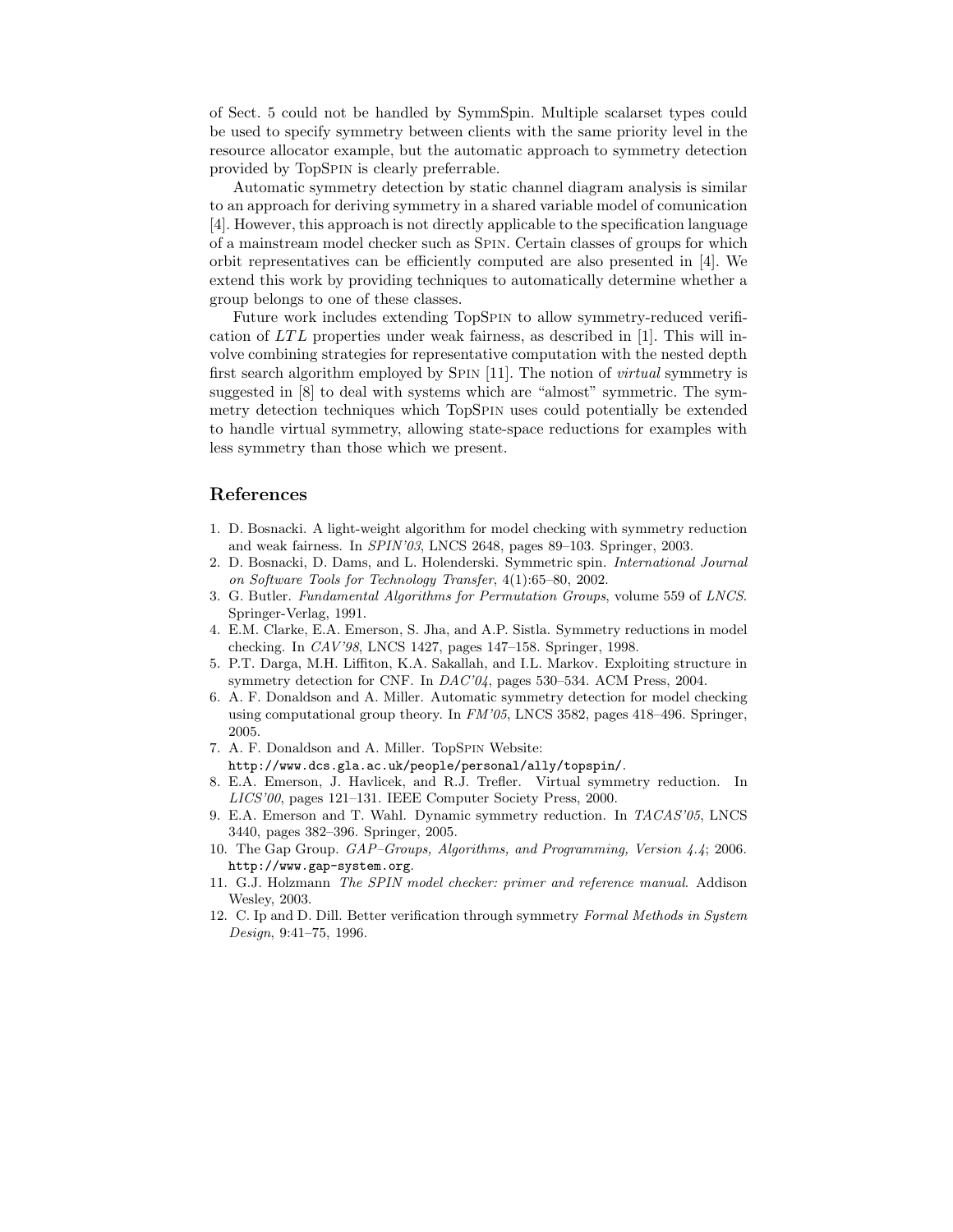of Sect. 5 could not be handled by SymmSpin. Multiple scalarset types could be used to specify symmetry between clients with the same priority level in the resource allocator example, but the automatic approach to symmetry detection provided by TopSpin is clearly preferrable.

Automatic symmetry detection by static channel diagram analysis is similar to an approach for deriving symmetry in a shared variable model of comunication [4]. However, this approach is not directly applicable to the specification language of a mainstream model checker such as Spin. Certain classes of groups for which orbit representatives can be efficiently computed are also presented in [4]. We extend this work by providing techniques to automatically determine whether a group belongs to one of these classes.

Future work includes extending TopSpin to allow symmetry-reduced verification of $LTL$ properties under weak fairness, as described in [1]. This will involve combining strategies for representative computation with the nested depth first search algorithm employed by Spin [11]. The notion of *virtual* symmetry is suggested in [8] to deal with systems which are "almost" symmetric. The symmetry detection techniques which TopSpin uses could potentially be extended to handle virtual symmetry, allowing state-space reductions for examples with less symmetry than those which we present.

## References

1. D. Bosnacki. A light-weight algorithm for model checking with symmetry reduction and weak fairness. In *SPIN'03*, LNCS 2648, pages 89–103. Springer, 2003.
2. D. Bosnacki, D. Dams, and L. Holenderski. Symmetric spin. *International Journal on Software Tools for Technology Transfer*, 4(1):65–80, 2002.
3. G. Butler. *Fundamental Algorithms for Permutation Groups*, volume 559 of *LNCS*. Springer-Verlag, 1991.
4. E.M. Clarke, E.A. Emerson, S. Jha, and A.P. Sistla. Symmetry reductions in model checking. In *CAV'98*, LNCS 1427, pages 147–158. Springer, 1998.
5. P.T. Darga, M.H. Liffiton, K.A. Sakallah, and I.L. Markov. Exploiting structure in symmetry detection for CNF. In *DAC'04*, pages 530–534. ACM Press, 2004.
6. A. F. Donaldson and A. Miller. Automatic symmetry detection for model checking using computational group theory. In *FM'05*, LNCS 3582, pages 418–496. Springer, 2005.
7. A. F. Donaldson and A. Miller. TopSpin Website: http://www.dcs.gla.ac.uk/people/personal/ally/topspin/.
8. E.A. Emerson, J. Havlicek, and R.J. Trefler. Virtual symmetry reduction. In *LICS'00*, pages 121–131. IEEE Computer Society Press, 2000.
9. E.A. Emerson and T. Wahl. Dynamic symmetry reduction. In *TACAS'05*, LNCS 3440, pages 382–396. Springer, 2005.
10. The Gap Group. *GAP–Groups, Algorithms, and Programming, Version 4.4*; 2006. http://www.gap-system.org.
11. G.J. Holzmann *The SPIN model checker: primer and reference manual*. Addison Wesley, 2003.
12. C. Ip and D. Dill. Better verification through symmetry *Formal Methods in System Design*, 9:41–75, 1996.